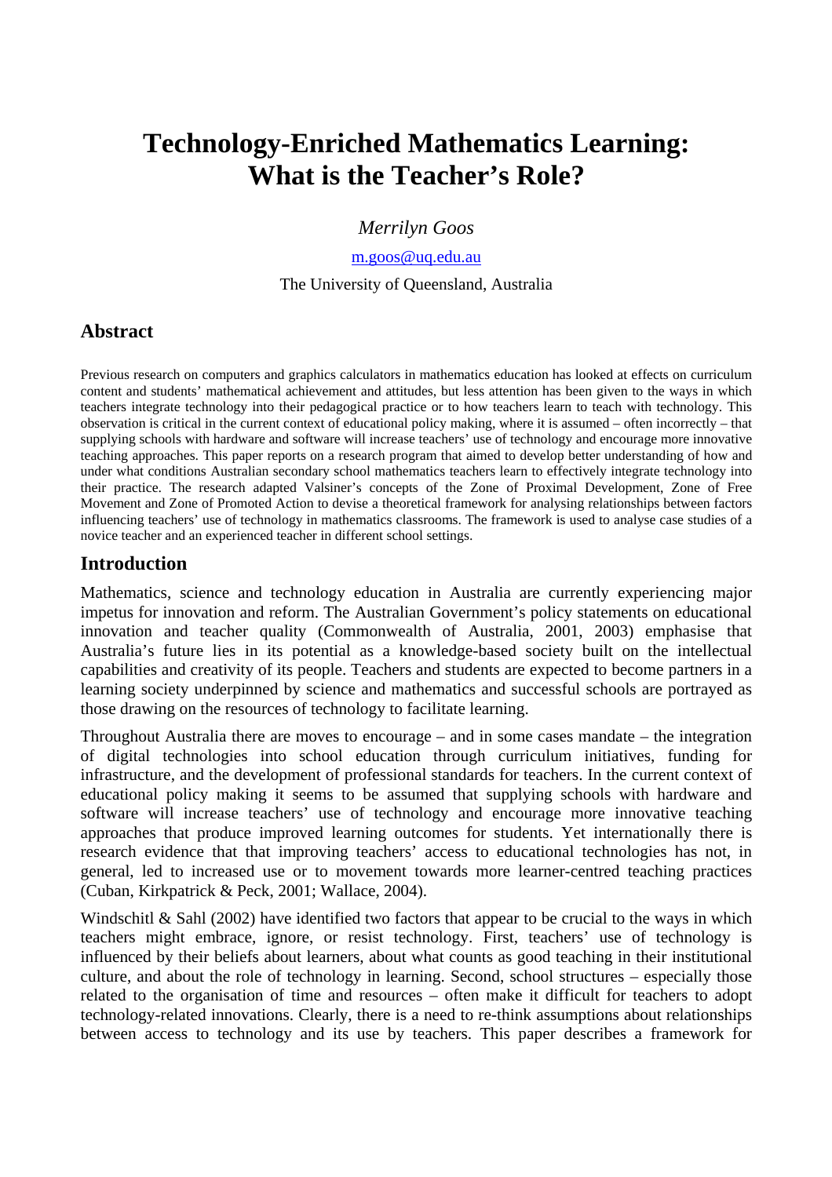# Technology-Enriched Mathematics Learning: What is the Teacher's Role?

*Merrilyn Goos*

m.goos@uq.edu.au

The University of Queensland, Australia

## Abstract

Previous research on computers and graphics calculators in mathematics education has looked at effects on curriculum content and students' mathematical achievement and attitudes, but less attention has been given to the ways in which teachers integrate technology into their pedagogical practice or to how teachers learn to teach with technology. This observation is critical in the current context of educational policy making, where it is assumed – often incorrectly – that supplying schools with hardware and software will increase teachers' use of technology and encourage more innovative teaching approaches. This paper reports on a research program that aimed to develop better understanding of how and under what conditions Australian secondary school mathematics teachers learn to effectively integrate technology into their practice. The research adapted Valsiner's concepts of the Zone of Proximal Development, Zone of Free Movement and Zone of Promoted Action to devise a theoretical framework for analysing relationships between factors influencing teachers' use of technology in mathematics classrooms. The framework is used to analyse case studies of a novice teacher and an experienced teacher in different school settings.

## Introduction

Mathematics, science and technology education in Australia are currently experiencing major impetus for innovation and reform. The Australian Government's policy statements on educational innovation and teacher quality (Commonwealth of Australia, 2001, 2003) emphasise that Australia's future lies in its potential as a knowledge-based society built on the intellectual capabilities and creativity of its people. Teachers and students are expected to become partners in a learning society underpinned by science and mathematics and successful schools are portrayed as those drawing on the resources of technology to facilitate learning.

Throughout Australia there are moves to encourage – and in some cases mandate – the integration of digital technologies into school education through curriculum initiatives, funding for infrastructure, and the development of professional standards for teachers. In the current context of educational policy making it seems to be assumed that supplying schools with hardware and software will increase teachers' use of technology and encourage more innovative teaching approaches that produce improved learning outcomes for students. Yet internationally there is research evidence that that improving teachers' access to educational technologies has not, in general, led to increased use or to movement towards more learner-centred teaching practices (Cuban, Kirkpatrick & Peck, 2001; Wallace, 2004).

Windschitl & Sahl (2002) have identified two factors that appear to be crucial to the ways in which teachers might embrace, ignore, or resist technology. First, teachers' use of technology is influenced by their beliefs about learners, about what counts as good teaching in their institutional culture, and about the role of technology in learning. Second, school structures – especially those related to the organisation of time and resources – often make it difficult for teachers to adopt technology-related innovations. Clearly, there is a need to re-think assumptions about relationships between access to technology and its use by teachers. This paper describes a framework for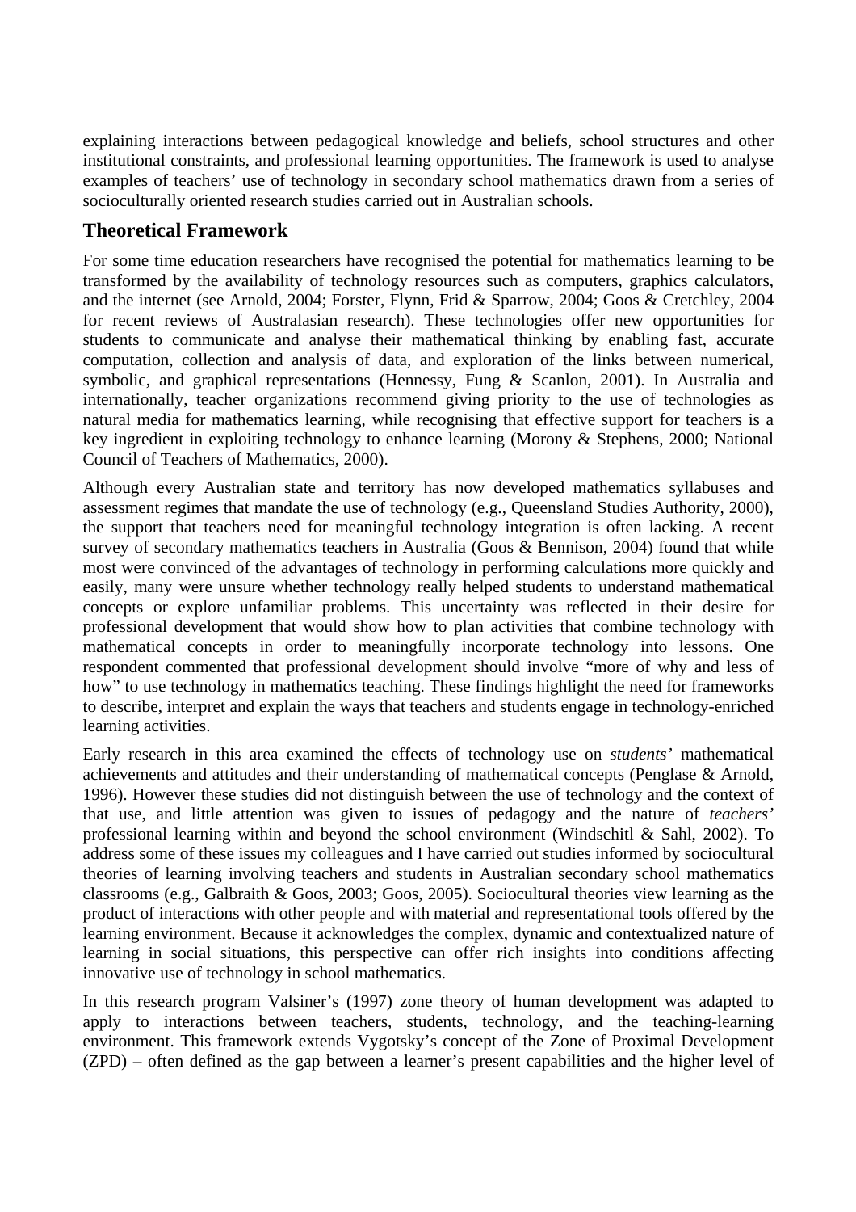explaining interactions between pedagogical knowledge and beliefs, school structures and other institutional constraints, and professional learning opportunities. The framework is used to analyse examples of teachers' use of technology in secondary school mathematics drawn from a series of socioculturally oriented research studies carried out in Australian schools.

## Theoretical Framework

For some time education researchers have recognised the potential for mathematics learning to be transformed by the availability of technology resources such as computers, graphics calculators, and the internet (see Arnold, 2004; Forster, Flynn, Frid & Sparrow, 2004; Goos & Cretchley, 2004 for recent reviews of Australasian research). These technologies offer new opportunities for students to communicate and analyse their mathematical thinking by enabling fast, accurate computation, collection and analysis of data, and exploration of the links between numerical, symbolic, and graphical representations (Hennessy, Fung & Scanlon, 2001). In Australia and internationally, teacher organizations recommend giving priority to the use of technologies as natural media for mathematics learning, while recognising that effective support for teachers is a key ingredient in exploiting technology to enhance learning (Morony & Stephens, 2000; National Council of Teachers of Mathematics, 2000).

Although every Australian state and territory has now developed mathematics syllabuses and assessment regimes that mandate the use of technology (e.g., Queensland Studies Authority, 2000), the support that teachers need for meaningful technology integration is often lacking. A recent survey of secondary mathematics teachers in Australia (Goos & Bennison, 2004) found that while most were convinced of the advantages of technology in performing calculations more quickly and easily, many were unsure whether technology really helped students to understand mathematical concepts or explore unfamiliar problems. This uncertainty was reflected in their desire for professional development that would show how to plan activities that combine technology with mathematical concepts in order to meaningfully incorporate technology into lessons. One respondent commented that professional development should involve "more of why and less of how" to use technology in mathematics teaching. These findings highlight the need for frameworks to describe, interpret and explain the ways that teachers and students engage in technology-enriched learning activities.

Early research in this area examined the effects of technology use on *students'* mathematical achievements and attitudes and their understanding of mathematical concepts (Penglase & Arnold, 1996). However these studies did not distinguish between the use of technology and the context of that use, and little attention was given to issues of pedagogy and the nature of *teachers'* professional learning within and beyond the school environment (Windschitl & Sahl, 2002). To address some of these issues my colleagues and I have carried out studies informed by sociocultural theories of learning involving teachers and students in Australian secondary school mathematics classrooms (e.g., Galbraith & Goos, 2003; Goos, 2005). Sociocultural theories view learning as the product of interactions with other people and with material and representational tools offered by the learning environment. Because it acknowledges the complex, dynamic and contextualized nature of learning in social situations, this perspective can offer rich insights into conditions affecting innovative use of technology in school mathematics.

In this research program Valsiner's (1997) zone theory of human development was adapted to apply to interactions between teachers, students, technology, and the teaching-learning environment. This framework extends Vygotsky's concept of the Zone of Proximal Development (ZPD) – often defined as the gap between a learner's present capabilities and the higher level of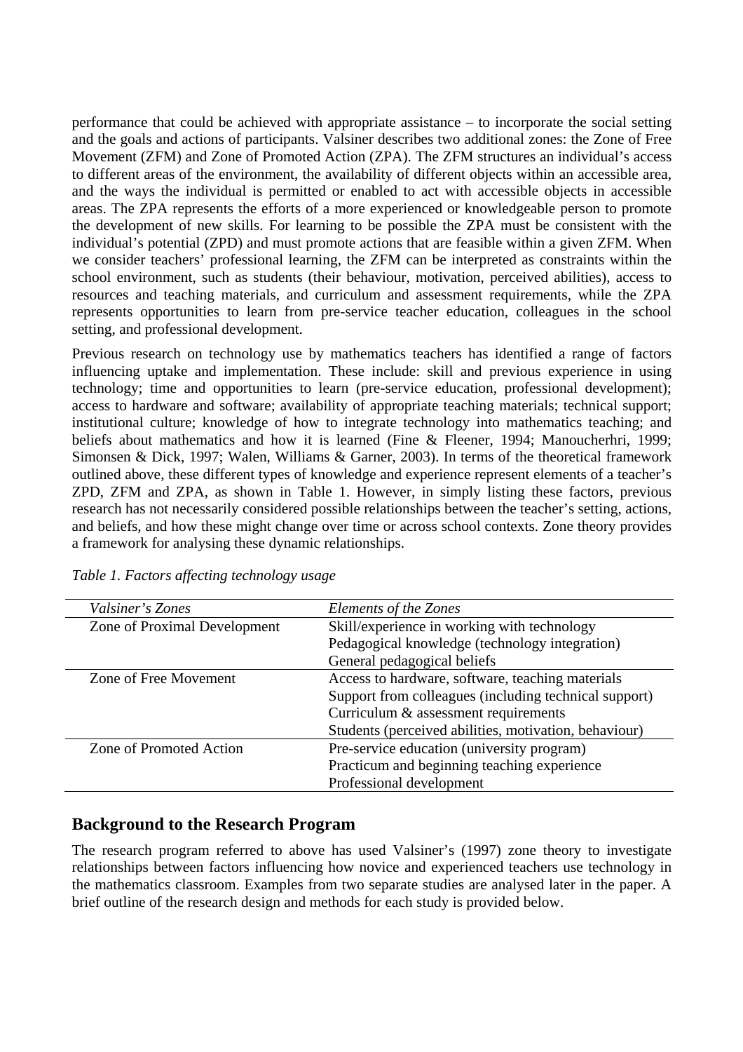performance that could be achieved with appropriate assistance – to incorporate the social setting and the goals and actions of participants. Valsiner describes two additional zones: the Zone of Free Movement (ZFM) and Zone of Promoted Action (ZPA). The ZFM structures an individual's access to different areas of the environment, the availability of different objects within an accessible area, and the ways the individual is permitted or enabled to act with accessible objects in accessible areas. The ZPA represents the efforts of a more experienced or knowledgeable person to promote the development of new skills. For learning to be possible the ZPA must be consistent with the individual's potential (ZPD) and must promote actions that are feasible within a given ZFM. When we consider teachers' professional learning, the ZFM can be interpreted as constraints within the school environment, such as students (their behaviour, motivation, perceived abilities), access to resources and teaching materials, and curriculum and assessment requirements, while the ZPA represents opportunities to learn from pre-service teacher education, colleagues in the school setting, and professional development.

Previous research on technology use by mathematics teachers has identified a range of factors influencing uptake and implementation. These include: skill and previous experience in using technology; time and opportunities to learn (pre-service education, professional development); access to hardware and software; availability of appropriate teaching materials; technical support; institutional culture; knowledge of how to integrate technology into mathematics teaching; and beliefs about mathematics and how it is learned (Fine & Fleener, 1994; Manoucherhri, 1999; Simonsen & Dick, 1997; Walen, Williams & Garner, 2003). In terms of the theoretical framework outlined above, these different types of knowledge and experience represent elements of a teacher's ZPD, ZFM and ZPA, as shown in Table 1. However, in simply listing these factors, previous research has not necessarily considered possible relationships between the teacher's setting, actions, and beliefs, and how these might change over time or across school contexts. Zone theory provides a framework for analysing these dynamic relationships.

*Table 1. Factors affecting technology usage*

| *Valsiner's Zones* | *Elements of the Zones* |
|---|---|
| Zone of Proximal Development | Skill/experience in working with technology<br>Pedagogical knowledge (technology integration)<br>General pedagogical beliefs |
| Zone of Free Movement | Access to hardware, software, teaching materials<br>Support from colleagues (including technical support)<br>Curriculum & assessment requirements<br>Students (perceived abilities, motivation, behaviour) |
| Zone of Promoted Action | Pre-service education (university program)<br>Practicum and beginning teaching experience<br>Professional development |

## Background to the Research Program

The research program referred to above has used Valsiner's (1997) zone theory to investigate relationships between factors influencing how novice and experienced teachers use technology in the mathematics classroom. Examples from two separate studies are analysed later in the paper. A brief outline of the research design and methods for each study is provided below.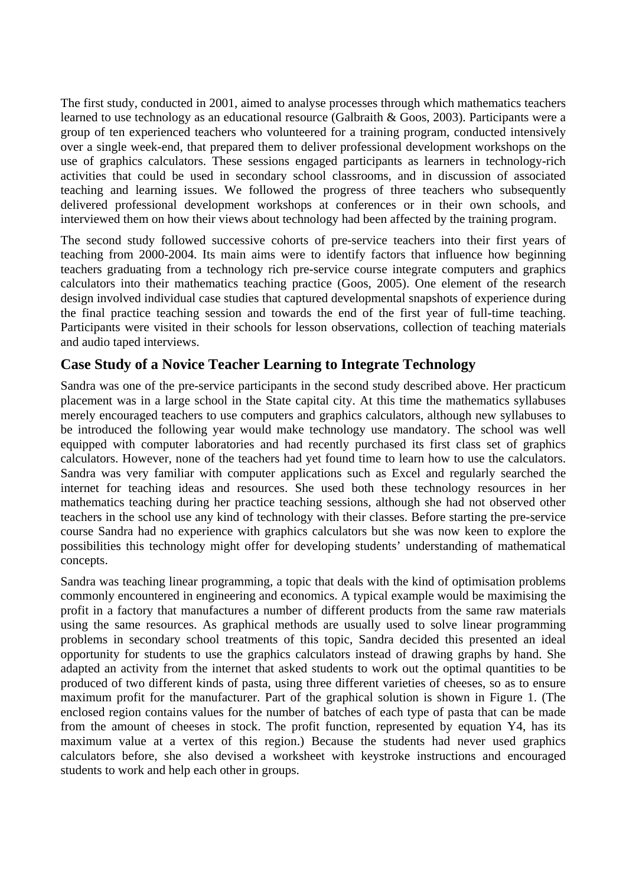The first study, conducted in 2001, aimed to analyse processes through which mathematics teachers learned to use technology as an educational resource (Galbraith & Goos, 2003). Participants were a group of ten experienced teachers who volunteered for a training program, conducted intensively over a single week-end, that prepared them to deliver professional development workshops on the use of graphics calculators. These sessions engaged participants as learners in technology-rich activities that could be used in secondary school classrooms, and in discussion of associated teaching and learning issues. We followed the progress of three teachers who subsequently delivered professional development workshops at conferences or in their own schools, and interviewed them on how their views about technology had been affected by the training program.

The second study followed successive cohorts of pre-service teachers into their first years of teaching from 2000-2004. Its main aims were to identify factors that influence how beginning teachers graduating from a technology rich pre-service course integrate computers and graphics calculators into their mathematics teaching practice (Goos, 2005). One element of the research design involved individual case studies that captured developmental snapshots of experience during the final practice teaching session and towards the end of the first year of full-time teaching. Participants were visited in their schools for lesson observations, collection of teaching materials and audio taped interviews.

## Case Study of a Novice Teacher Learning to Integrate Technology

Sandra was one of the pre-service participants in the second study described above. Her practicum placement was in a large school in the State capital city. At this time the mathematics syllabuses merely encouraged teachers to use computers and graphics calculators, although new syllabuses to be introduced the following year would make technology use mandatory. The school was well equipped with computer laboratories and had recently purchased its first class set of graphics calculators. However, none of the teachers had yet found time to learn how to use the calculators. Sandra was very familiar with computer applications such as Excel and regularly searched the internet for teaching ideas and resources. She used both these technology resources in her mathematics teaching during her practice teaching sessions, although she had not observed other teachers in the school use any kind of technology with their classes. Before starting the pre-service course Sandra had no experience with graphics calculators but she was now keen to explore the possibilities this technology might offer for developing students' understanding of mathematical concepts.

Sandra was teaching linear programming, a topic that deals with the kind of optimisation problems commonly encountered in engineering and economics. A typical example would be maximising the profit in a factory that manufactures a number of different products from the same raw materials using the same resources. As graphical methods are usually used to solve linear programming problems in secondary school treatments of this topic, Sandra decided this presented an ideal opportunity for students to use the graphics calculators instead of drawing graphs by hand. She adapted an activity from the internet that asked students to work out the optimal quantities to be produced of two different kinds of pasta, using three different varieties of cheeses, so as to ensure maximum profit for the manufacturer. Part of the graphical solution is shown in Figure 1. (The enclosed region contains values for the number of batches of each type of pasta that can be made from the amount of cheeses in stock. The profit function, represented by equation Y4, has its maximum value at a vertex of this region.) Because the students had never used graphics calculators before, she also devised a worksheet with keystroke instructions and encouraged students to work and help each other in groups.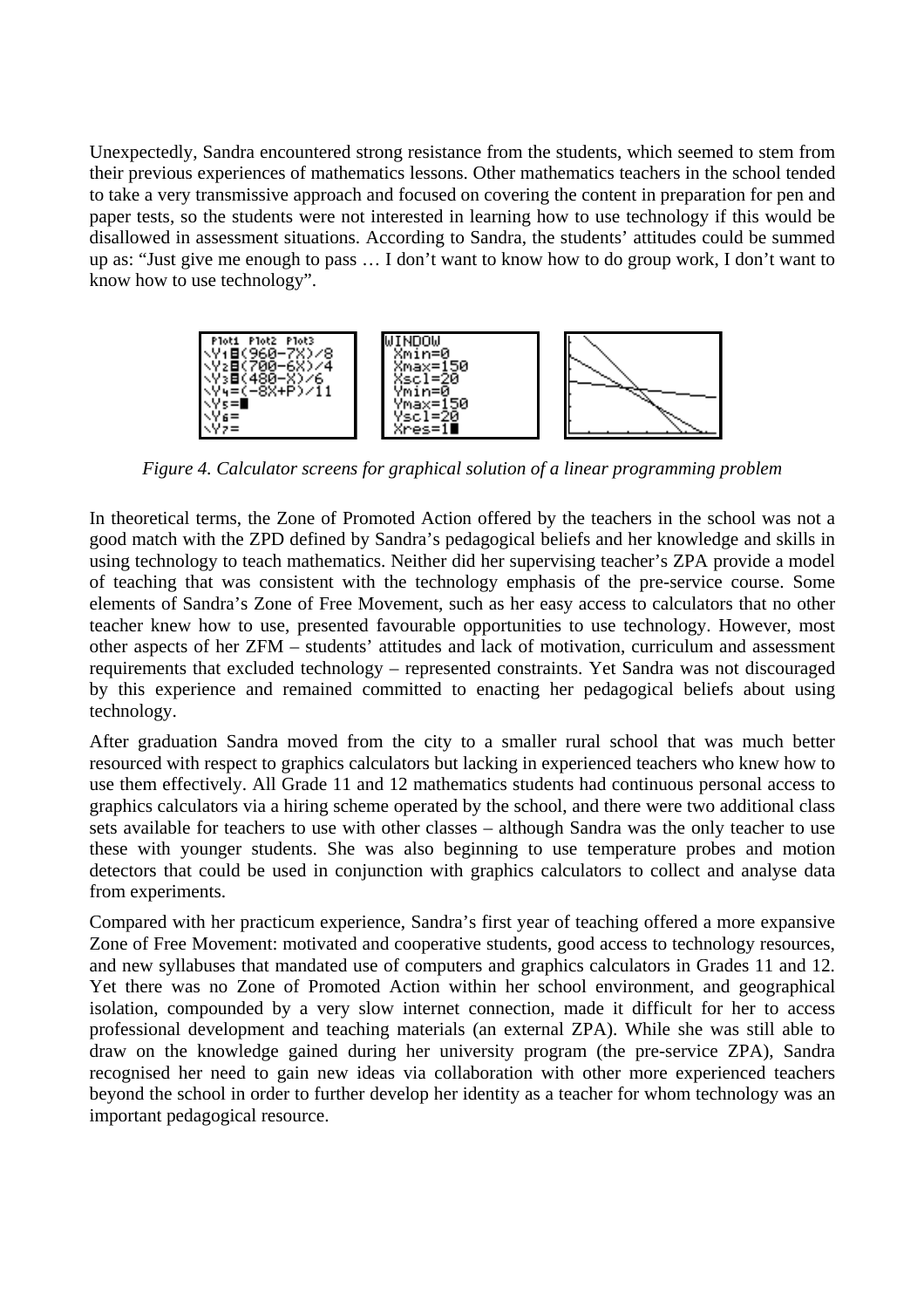Unexpectedly, Sandra encountered strong resistance from the students, which seemed to stem from their previous experiences of mathematics lessons. Other mathematics teachers in the school tended to take a very transmissive approach and focused on covering the content in preparation for pen and paper tests, so the students were not interested in learning how to use technology if this would be disallowed in assessment situations. According to Sandra, the students' attitudes could be summed up as: "Just give me enough to pass … I don't want to know how to do group work, I don't want to know how to use technology".

*Figure 4. Calculator screens for graphical solution of a linear programming problem*

In theoretical terms, the Zone of Promoted Action offered by the teachers in the school was not a good match with the ZPD defined by Sandra's pedagogical beliefs and her knowledge and skills in using technology to teach mathematics. Neither did her supervising teacher's ZPA provide a model of teaching that was consistent with the technology emphasis of the pre-service course. Some elements of Sandra's Zone of Free Movement, such as her easy access to calculators that no other teacher knew how to use, presented favourable opportunities to use technology. However, most other aspects of her ZFM – students' attitudes and lack of motivation, curriculum and assessment requirements that excluded technology – represented constraints. Yet Sandra was not discouraged by this experience and remained committed to enacting her pedagogical beliefs about using technology.

After graduation Sandra moved from the city to a smaller rural school that was much better resourced with respect to graphics calculators but lacking in experienced teachers who knew how to use them effectively. All Grade 11 and 12 mathematics students had continuous personal access to graphics calculators via a hiring scheme operated by the school, and there were two additional class sets available for teachers to use with other classes – although Sandra was the only teacher to use these with younger students. She was also beginning to use temperature probes and motion detectors that could be used in conjunction with graphics calculators to collect and analyse data from experiments.

Compared with her practicum experience, Sandra's first year of teaching offered a more expansive Zone of Free Movement: motivated and cooperative students, good access to technology resources, and new syllabuses that mandated use of computers and graphics calculators in Grades 11 and 12. Yet there was no Zone of Promoted Action within her school environment, and geographical isolation, compounded by a very slow internet connection, made it difficult for her to access professional development and teaching materials (an external ZPA). While she was still able to draw on the knowledge gained during her university program (the pre-service ZPA), Sandra recognised her need to gain new ideas via collaboration with other more experienced teachers beyond the school in order to further develop her identity as a teacher for whom technology was an important pedagogical resource.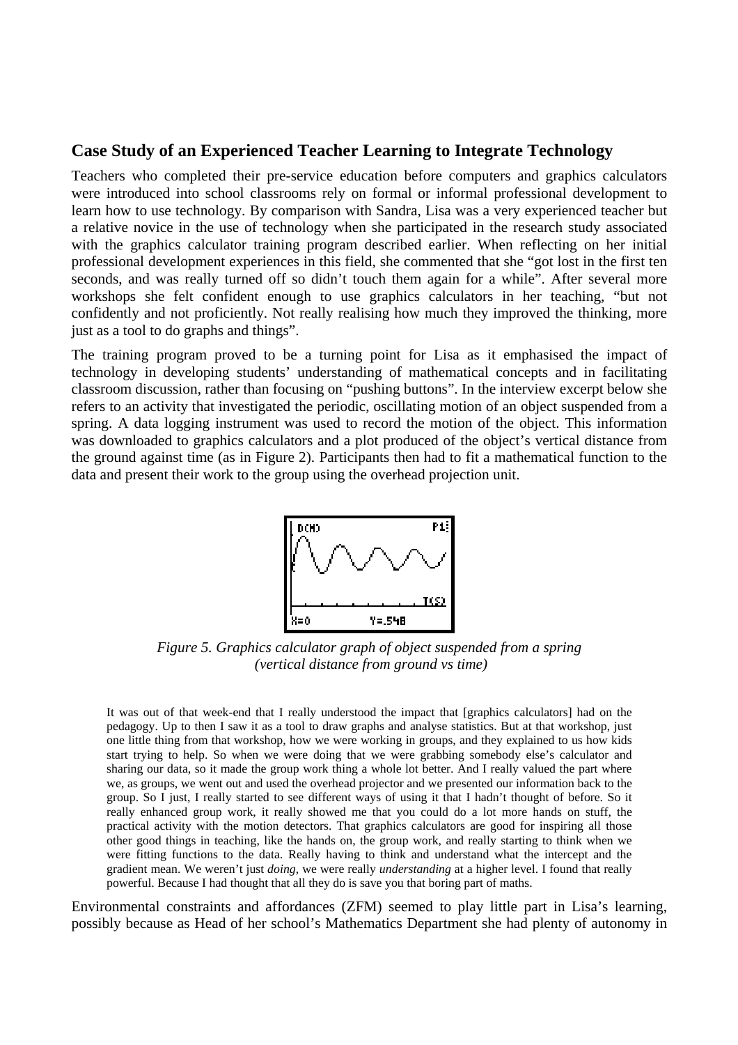## Case Study of an Experienced Teacher Learning to Integrate Technology

Teachers who completed their pre-service education before computers and graphics calculators were introduced into school classrooms rely on formal or informal professional development to learn how to use technology. By comparison with Sandra, Lisa was a very experienced teacher but a relative novice in the use of technology when she participated in the research study associated with the graphics calculator training program described earlier. When reflecting on her initial professional development experiences in this field, she commented that she "got lost in the first ten seconds, and was really turned off so didn't touch them again for a while". After several more workshops she felt confident enough to use graphics calculators in her teaching, "but not confidently and not proficiently. Not really realising how much they improved the thinking, more just as a tool to do graphs and things".

The training program proved to be a turning point for Lisa as it emphasised the impact of technology in developing students' understanding of mathematical concepts and in facilitating classroom discussion, rather than focusing on "pushing buttons". In the interview excerpt below she refers to an activity that investigated the periodic, oscillating motion of an object suspended from a spring. A data logging instrument was used to record the motion of the object. This information was downloaded to graphics calculators and a plot produced of the object's vertical distance from the ground against time (as in Figure 2). Participants then had to fit a mathematical function to the data and present their work to the group using the overhead projection unit.

D(M)
P1
T(S)
X=0
Y=.548

*Figure 5. Graphics calculator graph of object suspended from a spring (vertical distance from ground vs time)*

> It was out of that week-end that I really understood the impact that [graphics calculators] had on the pedagogy. Up to then I saw it as a tool to draw graphs and analyse statistics. But at that workshop, just one little thing from that workshop, how we were working in groups, and they explained to us how kids start trying to help. So when we were doing that we were grabbing somebody else's calculator and sharing our data, so it made the group work thing a whole lot better. And I really valued the part where we, as groups, we went out and used the overhead projector and we presented our information back to the group. So I just, I really started to see different ways of using it that I hadn't thought of before. So it really enhanced group work, it really showed me that you could do a lot more hands on stuff, the practical activity with the motion detectors. That graphics calculators are good for inspiring all those other good things in teaching, like the hands on, the group work, and really starting to think when we were fitting functions to the data. Really having to think and understand what the intercept and the gradient mean. We weren't just *doing*, we were really *understanding* at a higher level. I found that really powerful. Because I had thought that all they do is save you that boring part of maths.

Environmental constraints and affordances (ZFM) seemed to play little part in Lisa's learning, possibly because as Head of her school's Mathematics Department she had plenty of autonomy in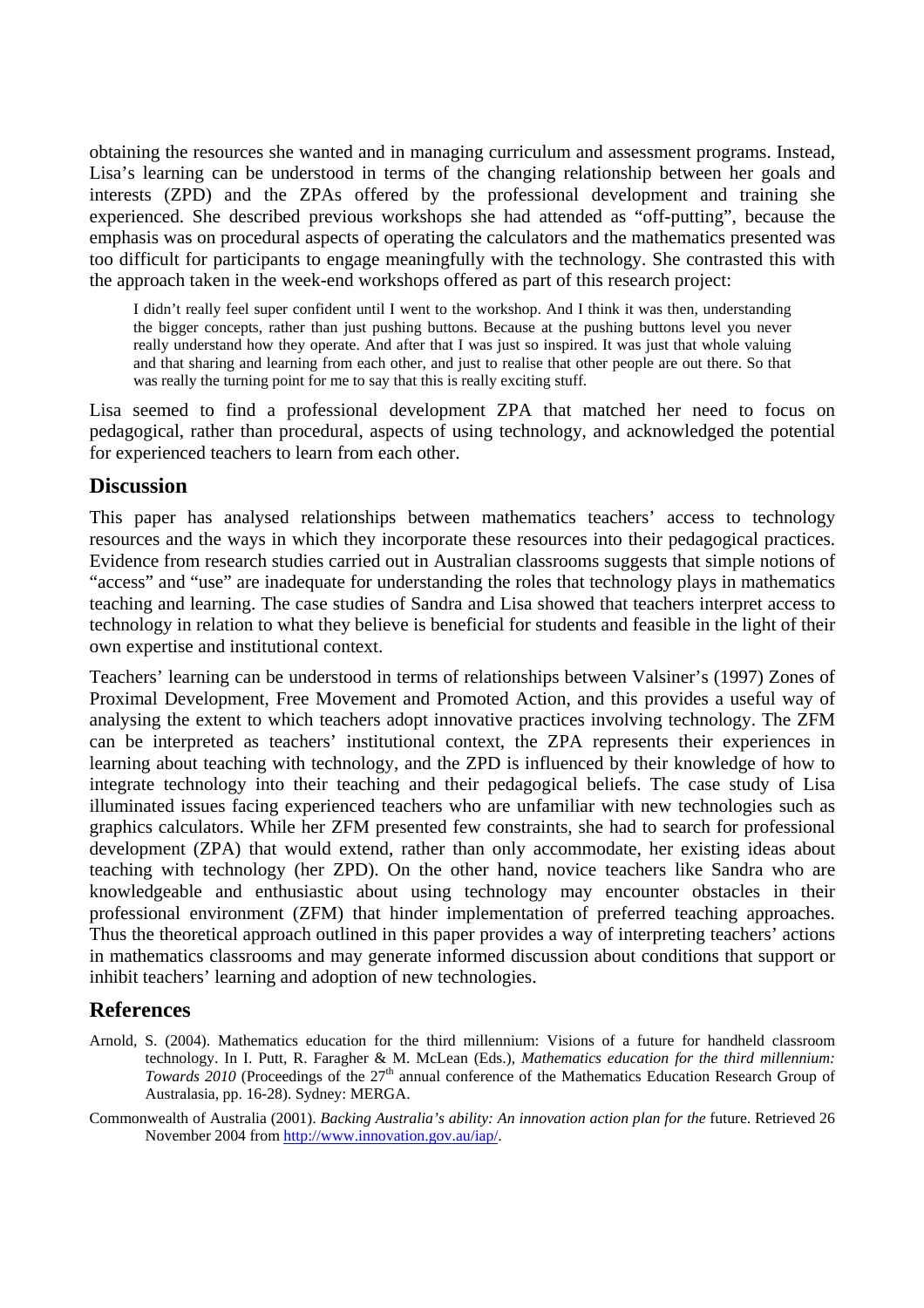obtaining the resources she wanted and in managing curriculum and assessment programs. Instead, Lisa's learning can be understood in terms of the changing relationship between her goals and interests (ZPD) and the ZPAs offered by the professional development and training she experienced. She described previous workshops she had attended as "off-putting", because the emphasis was on procedural aspects of operating the calculators and the mathematics presented was too difficult for participants to engage meaningfully with the technology. She contrasted this with the approach taken in the week-end workshops offered as part of this research project:

> I didn't really feel super confident until I went to the workshop. And I think it was then, understanding the bigger concepts, rather than just pushing buttons. Because at the pushing buttons level you never really understand how they operate. And after that I was just so inspired. It was just that whole valuing and that sharing and learning from each other, and just to realise that other people are out there. So that was really the turning point for me to say that this is really exciting stuff.

Lisa seemed to find a professional development ZPA that matched her need to focus on pedagogical, rather than procedural, aspects of using technology, and acknowledged the potential for experienced teachers to learn from each other.

## Discussion

This paper has analysed relationships between mathematics teachers' access to technology resources and the ways in which they incorporate these resources into their pedagogical practices. Evidence from research studies carried out in Australian classrooms suggests that simple notions of "access" and "use" are inadequate for understanding the roles that technology plays in mathematics teaching and learning. The case studies of Sandra and Lisa showed that teachers interpret access to technology in relation to what they believe is beneficial for students and feasible in the light of their own expertise and institutional context.

Teachers' learning can be understood in terms of relationships between Valsiner's (1997) Zones of Proximal Development, Free Movement and Promoted Action, and this provides a useful way of analysing the extent to which teachers adopt innovative practices involving technology. The ZFM can be interpreted as teachers' institutional context, the ZPA represents their experiences in learning about teaching with technology, and the ZPD is influenced by their knowledge of how to integrate technology into their teaching and their pedagogical beliefs. The case study of Lisa illuminated issues facing experienced teachers who are unfamiliar with new technologies such as graphics calculators. While her ZFM presented few constraints, she had to search for professional development (ZPA) that would extend, rather than only accommodate, her existing ideas about teaching with technology (her ZPD). On the other hand, novice teachers like Sandra who are knowledgeable and enthusiastic about using technology may encounter obstacles in their professional environment (ZFM) that hinder implementation of preferred teaching approaches. Thus the theoretical approach outlined in this paper provides a way of interpreting teachers' actions in mathematics classrooms and may generate informed discussion about conditions that support or inhibit teachers' learning and adoption of new technologies.

## References

Arnold, S. (2004). Mathematics education for the third millennium: Visions of a future for handheld classroom technology. In I. Putt, R. Faragher & M. McLean (Eds.), *Mathematics education for the third millennium: Towards 2010* (Proceedings of the 27th annual conference of the Mathematics Education Research Group of Australasia, pp. 16-28). Sydney: MERGA.

Commonwealth of Australia (2001). *Backing Australia's ability: An innovation action plan for the* future. Retrieved 26 November 2004 from http://www.innovation.gov.au/iap/.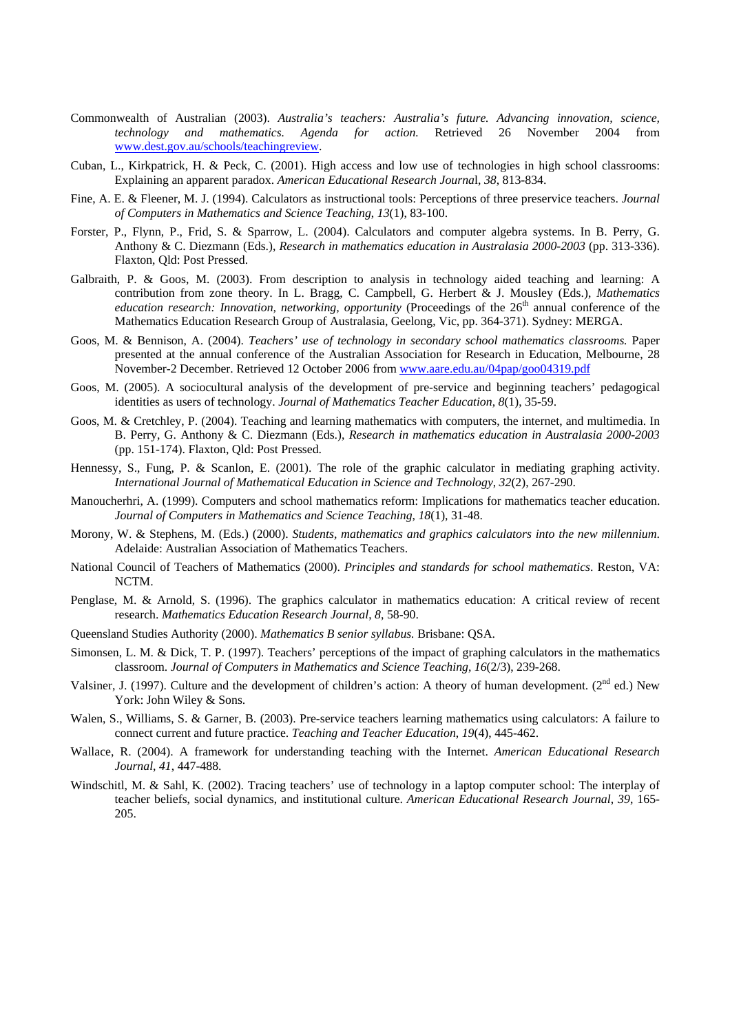Commonwealth of Australian (2003). *Australia's teachers: Australia's future. Advancing innovation, science, technology and mathematics. Agenda for action.* Retrieved 26 November 2004 from www.dest.gov.au/schools/teachingreview.

Cuban, L., Kirkpatrick, H. & Peck, C. (2001). High access and low use of technologies in high school classrooms: Explaining an apparent paradox. *American Educational Research Journal*, *38*, 813-834.

Fine, A. E. & Fleener, M. J. (1994). Calculators as instructional tools: Perceptions of three preservice teachers. *Journal of Computers in Mathematics and Science Teaching*, *13*(1), 83-100.

Forster, P., Flynn, P., Frid, S. & Sparrow, L. (2004). Calculators and computer algebra systems. In B. Perry, G. Anthony & C. Diezmann (Eds.), *Research in mathematics education in Australasia 2000-2003* (pp. 313-336). Flaxton, Qld: Post Pressed.

Galbraith, P. & Goos, M. (2003). From description to analysis in technology aided teaching and learning: A contribution from zone theory. In L. Bragg, C. Campbell, G. Herbert & J. Mousley (Eds.), *Mathematics education research: Innovation, networking, opportunity* (Proceedings of the 26th annual conference of the Mathematics Education Research Group of Australasia, Geelong, Vic, pp. 364-371). Sydney: MERGA.

Goos, M. & Bennison, A. (2004). *Teachers' use of technology in secondary school mathematics classrooms.* Paper presented at the annual conference of the Australian Association for Research in Education, Melbourne, 28 November-2 December. Retrieved 12 October 2006 from www.aare.edu.au/04pap/goo04319.pdf

Goos, M. (2005). A sociocultural analysis of the development of pre-service and beginning teachers' pedagogical identities as users of technology. *Journal of Mathematics Teacher Education*, *8*(1), 35-59.

Goos, M. & Cretchley, P. (2004). Teaching and learning mathematics with computers, the internet, and multimedia. In B. Perry, G. Anthony & C. Diezmann (Eds.), *Research in mathematics education in Australasia 2000-2003* (pp. 151-174). Flaxton, Qld: Post Pressed.

Hennessy, S., Fung, P. & Scanlon, E. (2001). The role of the graphic calculator in mediating graphing activity. *International Journal of Mathematical Education in Science and Technology*, *32*(2), 267-290.

Manoucherhri, A. (1999). Computers and school mathematics reform: Implications for mathematics teacher education. *Journal of Computers in Mathematics and Science Teaching*, *18*(1), 31-48.

Morony, W. & Stephens, M. (Eds.) (2000). *Students, mathematics and graphics calculators into the new millennium*. Adelaide: Australian Association of Mathematics Teachers.

National Council of Teachers of Mathematics (2000). *Principles and standards for school mathematics*. Reston, VA: NCTM.

Penglase, M. & Arnold, S. (1996). The graphics calculator in mathematics education: A critical review of recent research. *Mathematics Education Research Journal*, *8*, 58-90.

Queensland Studies Authority (2000). *Mathematics B senior syllabus.* Brisbane: QSA.

Simonsen, L. M. & Dick, T. P. (1997). Teachers' perceptions of the impact of graphing calculators in the mathematics classroom. *Journal of Computers in Mathematics and Science Teaching*, *16*(2/3), 239-268.

Valsiner, J. (1997). Culture and the development of children's action: A theory of human development. (2nd ed.) New York: John Wiley & Sons.

Walen, S., Williams, S. & Garner, B. (2003). Pre-service teachers learning mathematics using calculators: A failure to connect current and future practice. *Teaching and Teacher Education*, *19*(4), 445-462.

Wallace, R. (2004). A framework for understanding teaching with the Internet. *American Educational Research Journal*, *41*, 447-488.

Windschitl, M. & Sahl, K. (2002). Tracing teachers' use of technology in a laptop computer school: The interplay of teacher beliefs, social dynamics, and institutional culture. *American Educational Research Journal*, *39*, 165-205.